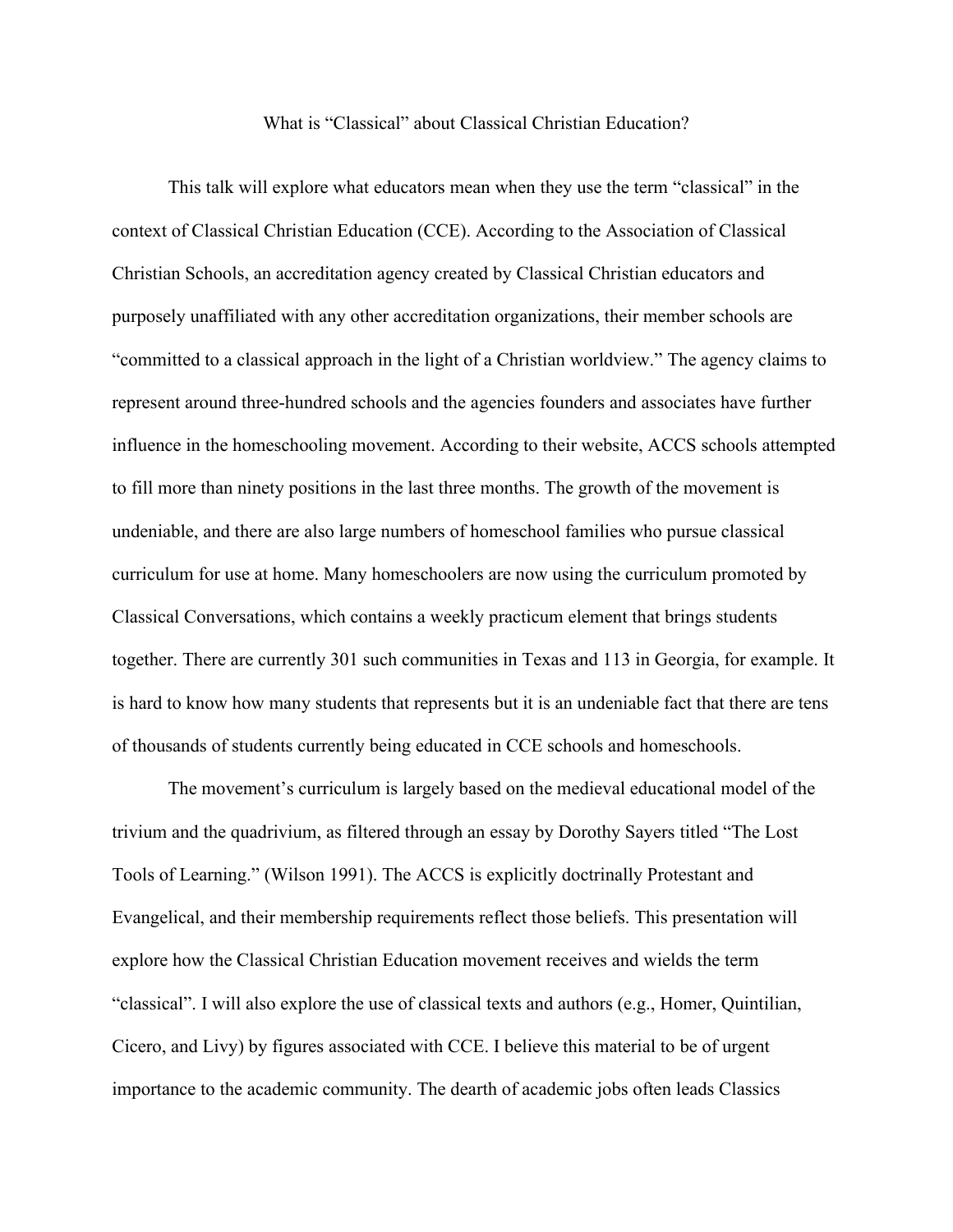# What is "Classical" about Classical Christian Education?

This talk will explore what educators mean when they use the term "classical" in the context of Classical Christian Education (CCE). According to the Association of Classical Christian Schools, an accreditation agency created by Classical Christian educators and purposely unaffiliated with any other accreditation organizations, their member schools are "committed to a classical approach in the light of a Christian worldview." The agency claims to represent around three-hundred schools and the agencies founders and associates have further influence in the homeschooling movement. According to their website, ACCS schools attempted to fill more than ninety positions in the last three months. The growth of the movement is undeniable, and there are also large numbers of homeschool families who pursue classical curriculum for use at home. Many homeschoolers are now using the curriculum promoted by Classical Conversations, which contains a weekly practicum element that brings students together. There are currently 301 such communities in Texas and 113 in Georgia, for example. It is hard to know how many students that represents but it is an undeniable fact that there are tens of thousands of students currently being educated in CCE schools and homeschools.

The movement's curriculum is largely based on the medieval educational model of the trivium and the quadrivium, as filtered through an essay by Dorothy Sayers titled "The Lost Tools of Learning." (Wilson 1991). The ACCS is explicitly doctrinally Protestant and Evangelical, and their membership requirements reflect those beliefs. This presentation will explore how the Classical Christian Education movement receives and wields the term "classical". I will also explore the use of classical texts and authors (e.g., Homer, Quintilian, Cicero, and Livy) by figures associated with CCE. I believe this material to be of urgent importance to the academic community. The dearth of academic jobs often leads Classics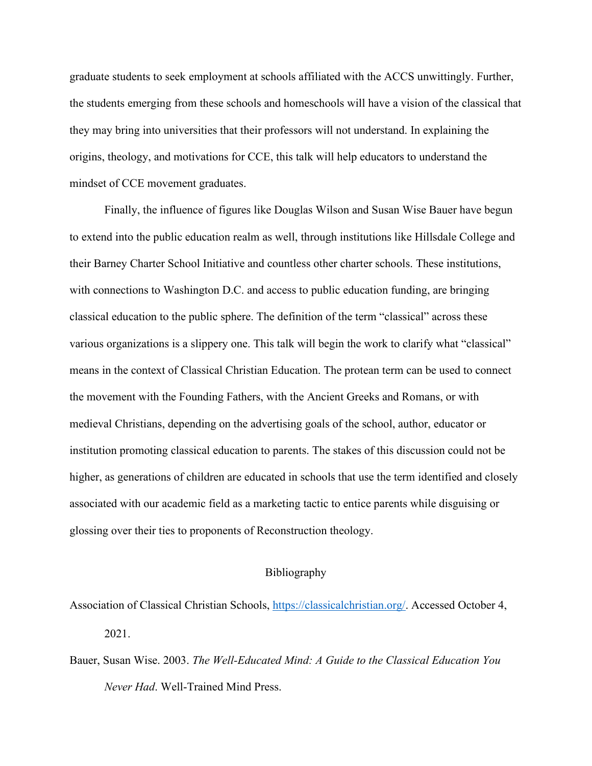graduate students to seek employment at schools affiliated with the ACCS unwittingly. Further, the students emerging from these schools and homeschools will have a vision of the classical that they may bring into universities that their professors will not understand. In explaining the origins, theology, and motivations for CCE, this talk will help educators to understand the mindset of CCE movement graduates.

Finally, the influence of figures like Douglas Wilson and Susan Wise Bauer have begun to extend into the public education realm as well, through institutions like Hillsdale College and their Barney Charter School Initiative and countless other charter schools. These institutions, with connections to Washington D.C. and access to public education funding, are bringing classical education to the public sphere. The definition of the term "classical" across these various organizations is a slippery one. This talk will begin the work to clarify what "classical" means in the context of Classical Christian Education. The protean term can be used to connect the movement with the Founding Fathers, with the Ancient Greeks and Romans, or with medieval Christians, depending on the advertising goals of the school, author, educator or institution promoting classical education to parents. The stakes of this discussion could not be higher, as generations of children are educated in schools that use the term identified and closely associated with our academic field as a marketing tactic to entice parents while disguising or glossing over their ties to proponents of Reconstruction theology.

## Bibliography

Association of Classical Christian Schools, [https://classicalchristian.org/](https://classicalchristian.org/). Accessed October 4, 2021.

Bauer, Susan Wise. 2003. *The Well-Educated Mind: A Guide to the Classical Education You Never Had*. Well-Trained Mind Press.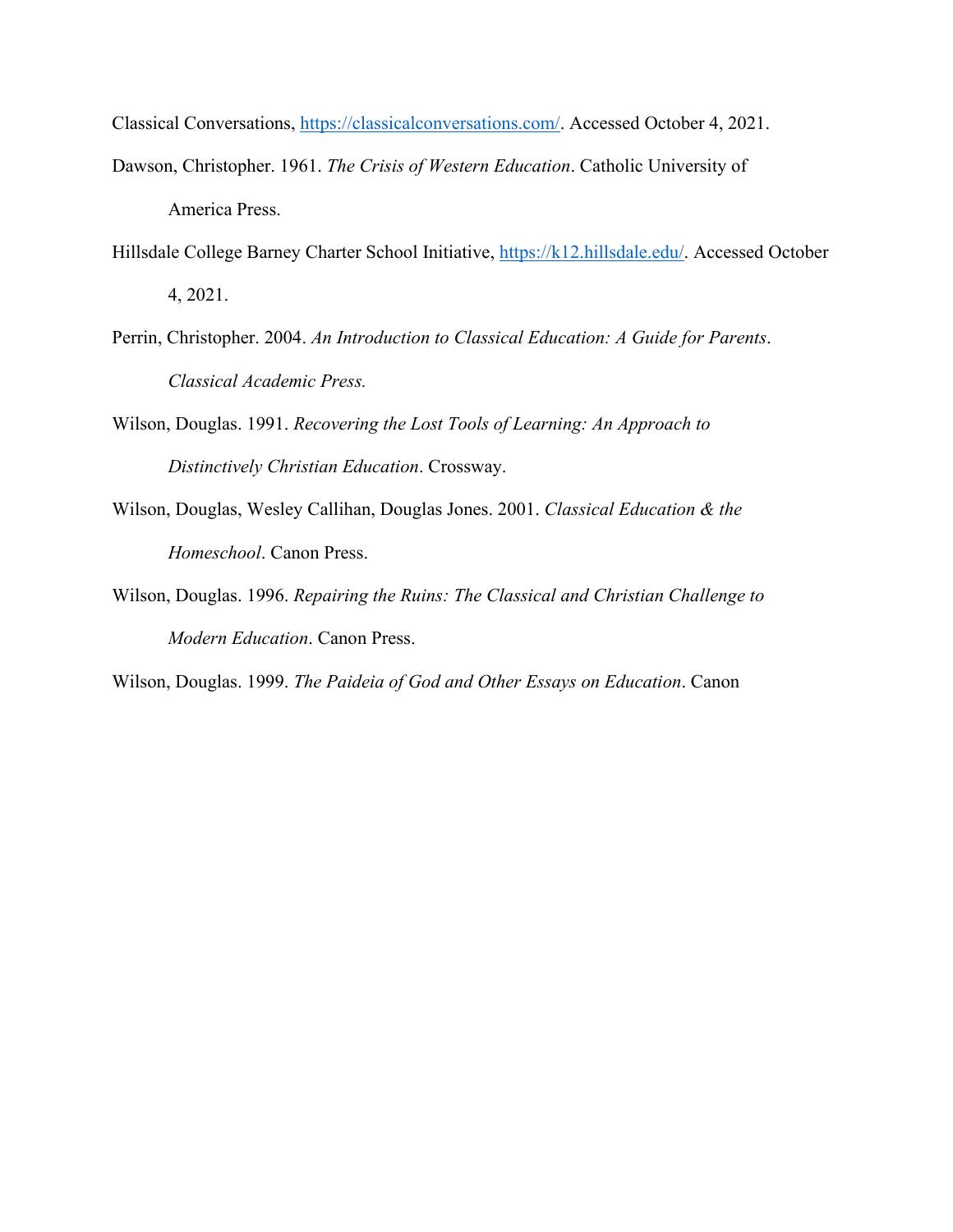Classical Conversations, https://classicalconversations.com/. Accessed October 4, 2021.

Dawson, Christopher. 1961. *The Crisis of Western Education*. Catholic University of America Press.

Hillsdale College Barney Charter School Initiative, https://k12.hillsdale.edu/. Accessed October 4, 2021.

Perrin, Christopher. 2004. *An Introduction to Classical Education: A Guide for Parents*. *Classical Academic Press.*

Wilson, Douglas. 1991. *Recovering the Lost Tools of Learning: An Approach to Distinctively Christian Education*. Crossway.

Wilson, Douglas, Wesley Callihan, Douglas Jones. 2001. *Classical Education & the Homeschool*. Canon Press.

Wilson, Douglas. 1996. *Repairing the Ruins: The Classical and Christian Challenge to Modern Education*. Canon Press.

Wilson, Douglas. 1999. *The Paideia of God and Other Essays on Education*. Canon